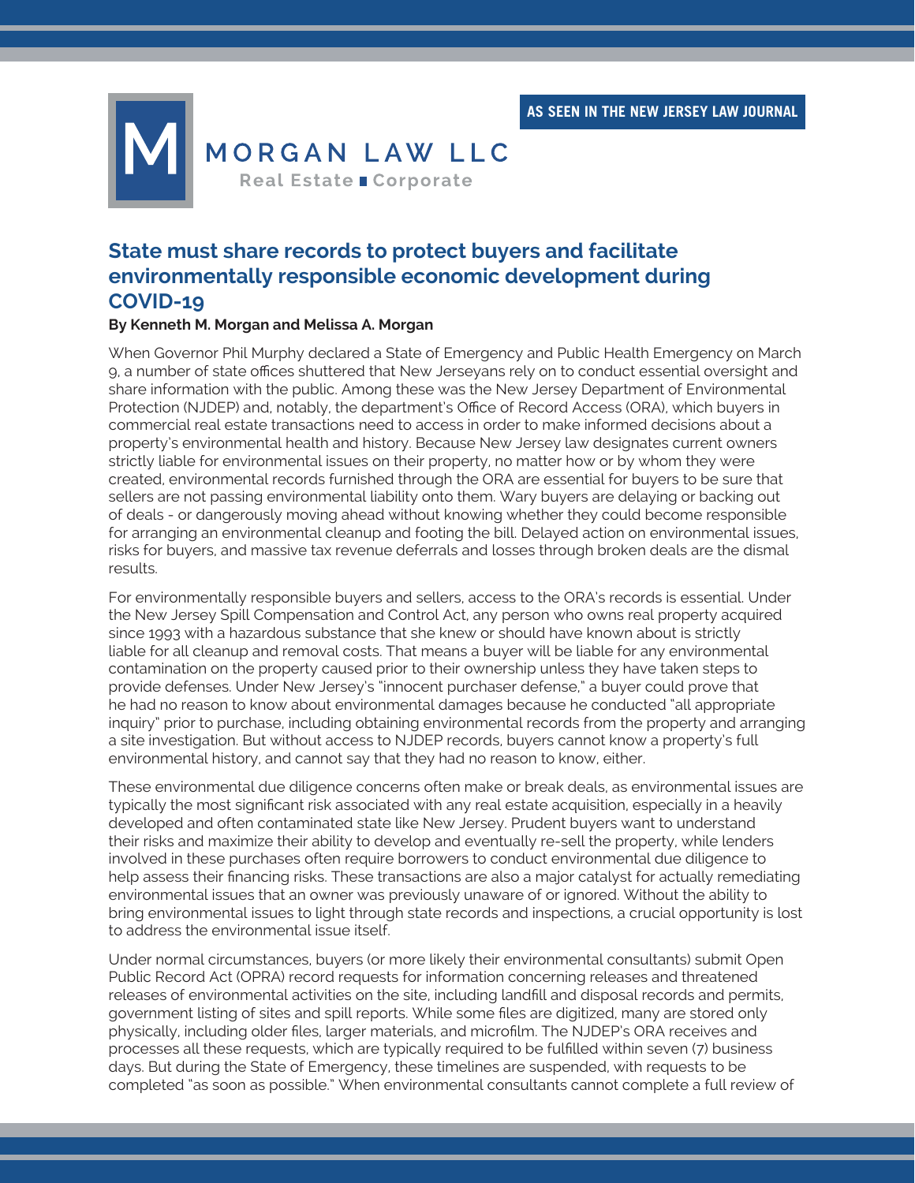AS SEEN IN THE NEW JERSEY LAW JOURNAL

MORGAN LAW LLC
Real Estate ■ Corporate

# State must share records to protect buyers and facilitate environmentally responsible economic development during COVID-19

**By Kenneth M. Morgan and Melissa A. Morgan**

When Governor Phil Murphy declared a State of Emergency and Public Health Emergency on March 9, a number of state offices shuttered that New Jerseyans rely on to conduct essential oversight and share information with the public. Among these was the New Jersey Department of Environmental Protection (NJDEP) and, notably, the department's Office of Record Access (ORA), which buyers in commercial real estate transactions need to access in order to make informed decisions about a property's environmental health and history. Because New Jersey law designates current owners strictly liable for environmental issues on their property, no matter how or by whom they were created, environmental records furnished through the ORA are essential for buyers to be sure that sellers are not passing environmental liability onto them. Wary buyers are delaying or backing out of deals - or dangerously moving ahead without knowing whether they could become responsible for arranging an environmental cleanup and footing the bill. Delayed action on environmental issues, risks for buyers, and massive tax revenue deferrals and losses through broken deals are the dismal results.

For environmentally responsible buyers and sellers, access to the ORA's records is essential. Under the New Jersey Spill Compensation and Control Act, any person who owns real property acquired since 1993 with a hazardous substance that she knew or should have known about is strictly liable for all cleanup and removal costs. That means a buyer will be liable for any environmental contamination on the property caused prior to their ownership unless they have taken steps to provide defenses. Under New Jersey's "innocent purchaser defense," a buyer could prove that he had no reason to know about environmental damages because he conducted "all appropriate inquiry" prior to purchase, including obtaining environmental records from the property and arranging a site investigation. But without access to NJDEP records, buyers cannot know a property's full environmental history, and cannot say that they had no reason to know, either.

These environmental due diligence concerns often make or break deals, as environmental issues are typically the most significant risk associated with any real estate acquisition, especially in a heavily developed and often contaminated state like New Jersey. Prudent buyers want to understand their risks and maximize their ability to develop and eventually re-sell the property, while lenders involved in these purchases often require borrowers to conduct environmental due diligence to help assess their financing risks. These transactions are also a major catalyst for actually remediating environmental issues that an owner was previously unaware of or ignored. Without the ability to bring environmental issues to light through state records and inspections, a crucial opportunity is lost to address the environmental issue itself.

Under normal circumstances, buyers (or more likely their environmental consultants) submit Open Public Record Act (OPRA) record requests for information concerning releases and threatened releases of environmental activities on the site, including landfill and disposal records and permits, government listing of sites and spill reports. While some files are digitized, many are stored only physically, including older files, larger materials, and microfilm. The NJDEP's ORA receives and processes all these requests, which are typically required to be fulfilled within seven (7) business days. But during the State of Emergency, these timelines are suspended, with requests to be completed "as soon as possible." When environmental consultants cannot complete a full review of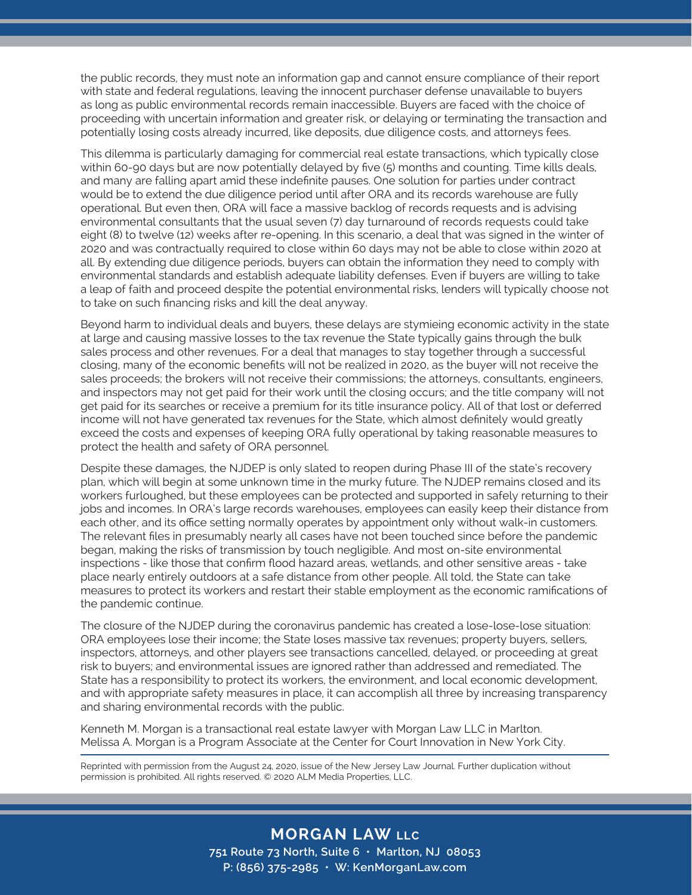the public records, they must note an information gap and cannot ensure compliance of their report with state and federal regulations, leaving the innocent purchaser defense unavailable to buyers as long as public environmental records remain inaccessible. Buyers are faced with the choice of proceeding with uncertain information and greater risk, or delaying or terminating the transaction and potentially losing costs already incurred, like deposits, due diligence costs, and attorneys fees.

This dilemma is particularly damaging for commercial real estate transactions, which typically close within 60-90 days but are now potentially delayed by five (5) months and counting. Time kills deals, and many are falling apart amid these indefinite pauses. One solution for parties under contract would be to extend the due diligence period until after ORA and its records warehouse are fully operational. But even then, ORA will face a massive backlog of records requests and is advising environmental consultants that the usual seven (7) day turnaround of records requests could take eight (8) to twelve (12) weeks after re-opening. In this scenario, a deal that was signed in the winter of 2020 and was contractually required to close within 60 days may not be able to close within 2020 at all. By extending due diligence periods, buyers can obtain the information they need to comply with environmental standards and establish adequate liability defenses. Even if buyers are willing to take a leap of faith and proceed despite the potential environmental risks, lenders will typically choose not to take on such financing risks and kill the deal anyway.

Beyond harm to individual deals and buyers, these delays are stymieing economic activity in the state at large and causing massive losses to the tax revenue the State typically gains through the bulk sales process and other revenues. For a deal that manages to stay together through a successful closing, many of the economic benefits will not be realized in 2020, as the buyer will not receive the sales proceeds; the brokers will not receive their commissions; the attorneys, consultants, engineers, and inspectors may not get paid for their work until the closing occurs; and the title company will not get paid for its searches or receive a premium for its title insurance policy. All of that lost or deferred income will not have generated tax revenues for the State, which almost definitely would greatly exceed the costs and expenses of keeping ORA fully operational by taking reasonable measures to protect the health and safety of ORA personnel.

Despite these damages, the NJDEP is only slated to reopen during Phase III of the state's recovery plan, which will begin at some unknown time in the murky future. The NJDEP remains closed and its workers furloughed, but these employees can be protected and supported in safely returning to their jobs and incomes. In ORA's large records warehouses, employees can easily keep their distance from each other, and its office setting normally operates by appointment only without walk-in customers. The relevant files in presumably nearly all cases have not been touched since before the pandemic began, making the risks of transmission by touch negligible. And most on-site environmental inspections - like those that confirm flood hazard areas, wetlands, and other sensitive areas - take place nearly entirely outdoors at a safe distance from other people. All told, the State can take measures to protect its workers and restart their stable employment as the economic ramifications of the pandemic continue.

The closure of the NJDEP during the coronavirus pandemic has created a lose-lose-lose situation: ORA employees lose their income; the State loses massive tax revenues; property buyers, sellers, inspectors, attorneys, and other players see transactions cancelled, delayed, or proceeding at great risk to buyers; and environmental issues are ignored rather than addressed and remediated. The State has a responsibility to protect its workers, the environment, and local economic development, and with appropriate safety measures in place, it can accomplish all three by increasing transparency and sharing environmental records with the public.

Kenneth M. Morgan is a transactional real estate lawyer with Morgan Law LLC in Marlton.
Melissa A. Morgan is a Program Associate at the Center for Court Innovation in New York City.

Reprinted with permission from the August 24, 2020, issue of the New Jersey Law Journal. Further duplication without permission is prohibited. All rights reserved. © 2020 ALM Media Properties, LLC.

**MORGAN LAW LLC**
751 Route 73 North, Suite 6 • Marlton, NJ 08053
P: (856) 375-2985 • W: KenMorganLaw.com